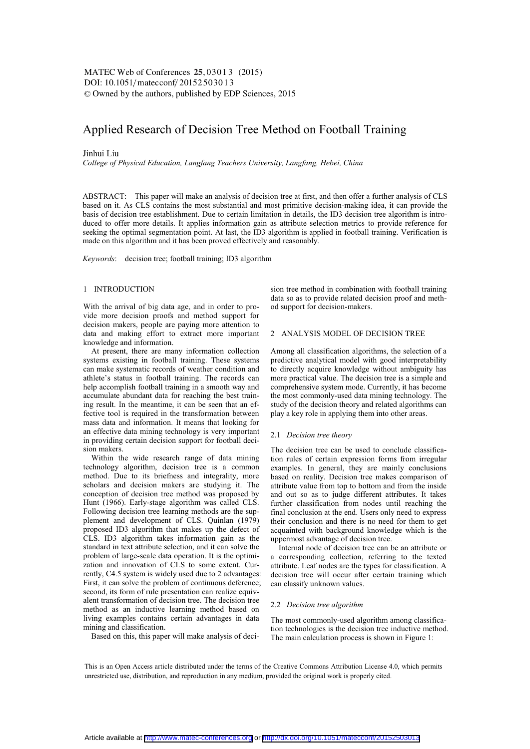# Applied Research of Decision Tree Method on Football Training

Jinhui Liu

*College of Physical Education, Langfang Teachers University, Langfang, Hebei, China*

ABSTRACT: This paper will make an analysis of decision tree at first, and then offer a further analysis of CLS based on it. As CLS contains the most substantial and most primitive decision-making idea, it can provide the basis of decision tree establishment. Due to certain limitation in details, the ID3 decision tree algorithm is introduced to offer more details. It applies information gain as attribute selection metrics to provide reference for seeking the optimal segmentation point. At last, the ID3 algorithm is applied in football training. Verification is made on this algorithm and it has been proved effectively and reasonably.

*Keywords*: decision tree; football training; ID3 algorithm

## 1 INTRODUCTION

With the arrival of big data age, and in order to provide more decision proofs and method support for decision makers, people are paying more attention to data and making effort to extract more important knowledge and information.

At present, there are many information collection systems existing in football training. These systems can make systematic records of weather condition and athlete's status in football training. The records can help accomplish football training in a smooth way and accumulate abundant data for reaching the best training result. In the meantime, it can be seen that an effective tool is required in the transformation between mass data and information. It means that looking for an effective data mining technology is very important in providing certain decision support for football decision makers.

Within the wide research range of data mining technology algorithm, decision tree is a common method. Due to its briefness and integrality, more scholars and decision makers are studying it. The conception of decision tree method was proposed by Hunt (1966). Early-stage algorithm was called CLS. Following decision tree learning methods are the supplement and development of CLS. Quinlan (1979) proposed ID3 algorithm that makes up the defect of CLS. ID3 algorithm takes information gain as the standard in text attribute selection, and it can solve the problem of large-scale data operation. It is the optimization and innovation of CLS to some extent. Currently, C4.5 system is widely used due to 2 advantages: First, it can solve the problem of continuous deference; second, its form of rule presentation can realize equivalent transformation of decision tree. The decision tree method as an inductive learning method based on living examples contains certain advantages in data mining and classification.

Based on this, this paper will make analysis of decision tree method in combination with football training data so as to provide related decision proof and method support for decision-makers.

## 2 ANALYSIS MODEL OF DECISION TREE

Among all classification algorithms, the selection of a predictive analytical model with good interpretability to directly acquire knowledge without ambiguity has more practical value. The decision tree is a simple and comprehensive system mode. Currently, it has become the most commonly-used data mining technology. The study of the decision theory and related algorithms can play a key role in applying them into other areas.

### 2.1 *Decision tree theory*

The decision tree can be used to conclude classification rules of certain expression forms from irregular examples. In general, they are mainly conclusions based on reality. Decision tree makes comparison of attribute value from top to bottom and from the inside and out so as to judge different attributes. It takes further classification from nodes until reaching the final conclusion at the end. Users only need to express their conclusion and there is no need for them to get acquainted with background knowledge which is the uppermost advantage of decision tree.

Internal node of decision tree can be an attribute or a corresponding collection, referring to the texted attribute. Leaf nodes are the types for classification. A decision tree will occur after certain training which can classify unknown values.

### 2.2 *Decision tree algorithm*

The most commonly-used algorithm among classification technologies is the decision tree inductive method. The main calculation process is shown in Figure 1:

This is an Open Access article distributed under the terms of the Creative Commons Attribution License 4.0, which permits unrestricted use, distribution, and reproduction in any medium, provided the original work is properly cited.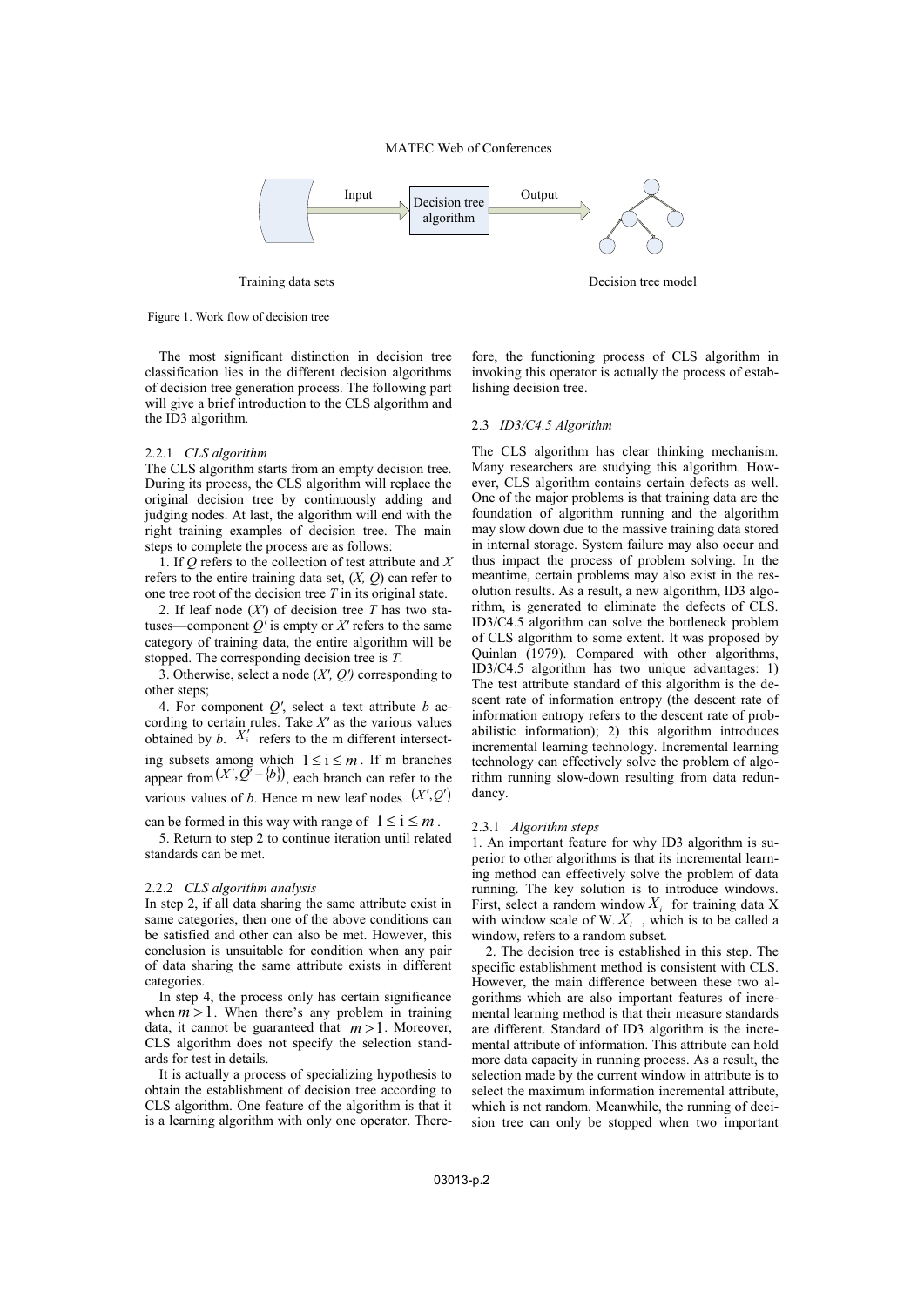Figure 1. Work flow of decision tree

The most significant distinction in decision tree classification lies in the different decision algorithms of decision tree generation process. The following part will give a brief introduction to the CLS algorithm and the ID3 algorithm.

#### 2.2.1 *CLS algorithm*

The CLS algorithm starts from an empty decision tree. During its process, the CLS algorithm will replace the original decision tree by continuously adding and judging nodes. At last, the algorithm will end with the right training examples of decision tree. The main steps to complete the process are as follows:

1. If *Q* refers to the collection of test attribute and *X* refers to the entire training data set, (*X, Q*) can refer to one tree root of the decision tree *T* in its original state.

2. If leaf node (*X′*) of decision tree *T* has two statuses—component *Q′* is empty or *X′* refers to the same category of training data, the entire algorithm will be stopped. The corresponding decision tree is *T*.

3. Otherwise, select a node (*X′, Q′*) corresponding to other steps;

4. For component *Q′*, select a text attribute *b* according to certain rules. Take *X′* as the various values obtained by *b*. $X_i'$ refers to the m different intersecting subsets among which $1 \le i \le m$. If m branches appear from $(X', Q' - \{b\})$, each branch can refer to the various values of *b*. Hence m new leaf nodes $(X', Q')$ can be formed in this way with range of $1 \le i \le m$.

5. Return to step 2 to continue iteration until related standards can be met.

#### 2.2.2 *CLS algorithm analysis*

In step 2, if all data sharing the same attribute exist in same categories, then one of the above conditions can be satisfied and other can also be met. However, this conclusion is unsuitable for condition when any pair of data sharing the same attribute exists in different categories.

In step 4, the process only has certain significance when $m > 1$. When there's any problem in training data, it cannot be guaranteed that $m > 1$. Moreover, CLS algorithm does not specify the selection standards for test in details.

It is actually a process of specializing hypothesis to obtain the establishment of decision tree according to CLS algorithm. One feature of the algorithm is that it is a learning algorithm with only one operator. Therefore, the functioning process of CLS algorithm in invoking this operator is actually the process of establishing decision tree.

### 2.3 *ID3/C4.5 Algorithm*

The CLS algorithm has clear thinking mechanism. Many researchers are studying this algorithm. However, CLS algorithm contains certain defects as well. One of the major problems is that training data are the foundation of algorithm running and the algorithm may slow down due to the massive training data stored in internal storage. System failure may also occur and thus impact the process of problem solving. In the meantime, certain problems may also exist in the resolution results. As a result, a new algorithm, ID3 algorithm, is generated to eliminate the defects of CLS. ID3/C4.5 algorithm can solve the bottleneck problem of CLS algorithm to some extent. It was proposed by Quinlan (1979). Compared with other algorithms, ID3/C4.5 algorithm has two unique advantages: 1) The test attribute standard of this algorithm is the descent rate of information entropy (the descent rate of information entropy refers to the descent rate of probabilistic information); 2) this algorithm introduces incremental learning technology. Incremental learning technology can effectively solve the problem of algorithm running slow-down resulting from data redundancy.

#### 2.3.1 *Algorithm steps*

1. An important feature for why ID3 algorithm is superior to other algorithms is that its incremental learning method can effectively solve the problem of data running. The key solution is to introduce windows. First, select a random window $X_i$ for training data X with window scale of W. $X_i$, which is to be called a window, refers to a random subset.

2. The decision tree is established in this step. The specific establishment method is consistent with CLS. However, the main difference between these two algorithms which are also important features of incremental learning method is that their measure standards are different. Standard of ID3 algorithm is the incremental attribute of information. This attribute can hold more data capacity in running process. As a result, the selection made by the current window in attribute is to select the maximum information incremental attribute, which is not random. Meanwhile, the running of decision tree can only be stopped when two important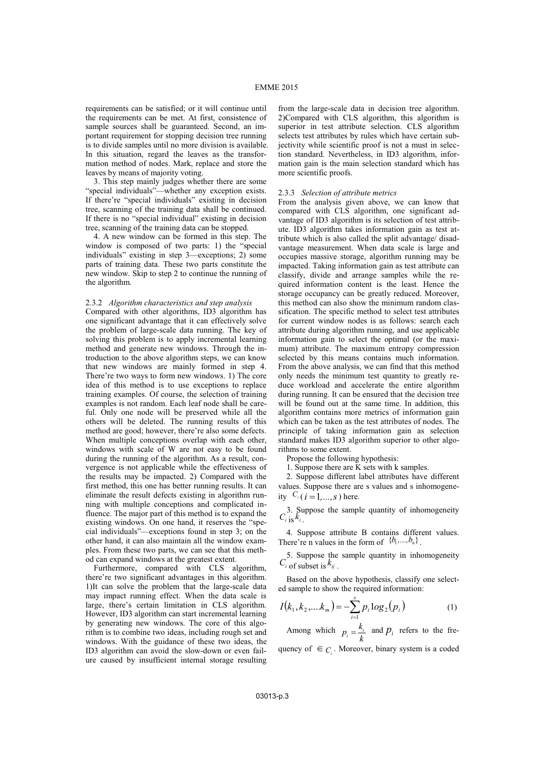requirements can be satisfied; or it will continue until the requirements can be met. At first, consistence of sample sources shall be guaranteed. Second, an important requirement for stopping decision tree running is to divide samples until no more division is available. In this situation, regard the leaves as the transformation method of nodes. Mark, replace and store the leaves by means of majority voting.

3. This step mainly judges whether there are some "special individuals"—whether any exception exists. If there're "special individuals" existing in decision tree, scanning of the training data shall be continued. If there is no "special individual" existing in decision tree, scanning of the training data can be stopped.

4. A new window can be formed in this step. The window is composed of two parts: 1) the "special individuals" existing in step 3—exceptions; 2) some parts of training data. These two parts constitute the new window. Skip to step 2 to continue the running of the algorithm.

#### 2.3.2 *Algorithm characteristics and step analysis*

Compared with other algorithms, ID3 algorithm has one significant advantage that it can effectively solve the problem of large-scale data running. The key of solving this problem is to apply incremental learning method and generate new windows. Through the introduction to the above algorithm steps, we can know that new windows are mainly formed in step 4. There're two ways to form new windows. 1) The core idea of this method is to use exceptions to replace training examples. Of course, the selection of training examples is not random. Each leaf node shall be careful. Only one node will be preserved while all the others will be deleted. The running results of this method are good; however, there're also some defects. When multiple conceptions overlap with each other, windows with scale of W are not easy to be found during the running of the algorithm. As a result, convergence is not applicable while the effectiveness of the results may be impacted. 2) Compared with the first method, this one has better running results. It can eliminate the result defects existing in algorithm running with multiple conceptions and complicated influence. The major part of this method is to expand the existing windows. On one hand, it reserves the "special individuals"—exceptions found in step 3; on the other hand, it can also maintain all the window examples. From these two parts, we can see that this method can expand windows at the greatest extent.

Furthermore, compared with CLS algorithm, there're two significant advantages in this algorithm. 1)It can solve the problem that the large-scale data may impact running effect. When the data scale is large, there's certain limitation in CLS algorithm. However, ID3 algorithm can start incremental learning by generating new windows. The core of this algorithm is to combine two ideas, including rough set and windows. With the guidance of these two ideas, the ID3 algorithm can avoid the slow-down or even failure caused by insufficient internal storage resulting from the large-scale data in decision tree algorithm. 2)Compared with CLS algorithm, this algorithm is superior in test attribute selection. CLS algorithm selects test attributes by rules which have certain subjectivity while scientific proof is not a must in selection standard. Nevertheless, in ID3 algorithm, information gain is the main selection standard which has more scientific proofs.

#### 2.3.3 *Selection of attribute metrics*

From the analysis given above, we can know that compared with CLS algorithm, one significant advantage of ID3 algorithm is its selection of test attribute. ID3 algorithm takes information gain as test attribute which is also called the split advantage/ disadvantage measurement. When data scale is large and occupies massive storage, algorithm running may be impacted. Taking information gain as test attribute can classify, divide and arrange samples while the required information content is the least. Hence the storage occupancy can be greatly reduced. Moreover, this method can also show the minimum random classification. The specific method to select test attributes for current window nodes is as follows: search each attribute during algorithm running, and use applicable information gain to select the optimal (or the maximum) attribute. The maximum entropy compression selected by this means contains much information. From the above analysis, we can find that this method only needs the minimum test quantity to greatly reduce workload and accelerate the entire algorithm during running. It can be ensured that the decision tree will be found out at the same time. In addition, this algorithm contains more metrics of information gain which can be taken as the test attributes of nodes. The principle of taking information gain as selection standard makes ID3 algorithm superior to other algorithms to some extent.

Propose the following hypothesis:

1. Suppose there are K sets with k samples.

2. Suppose different label attributes have different values. Suppose there are s values and s inhomogeneity $C_i\,(i=1,...,s)$ here.

3. Suppose the sample quantity of inhomogeneity $C_i$ is $k_i$.

4. Suppose attribute B contains different values. There're n values in the form of $\{b_1,...,b_n\}$.

5. Suppose the sample quantity in inhomogeneity $C_i$ of subset is $k_{ij}$.

Based on the above hypothesis, classify one selected sample to show the required information:

$$I(k_1,k_2,...k_m) = -\sum_{i=1}^{s} p_i \log_2(p_i) \tag{1}$$

Among which $p_i = \frac{k_i}{k}$ and $p_i$ refers to the frequency of $\in C_i$. Moreover, binary system is a coded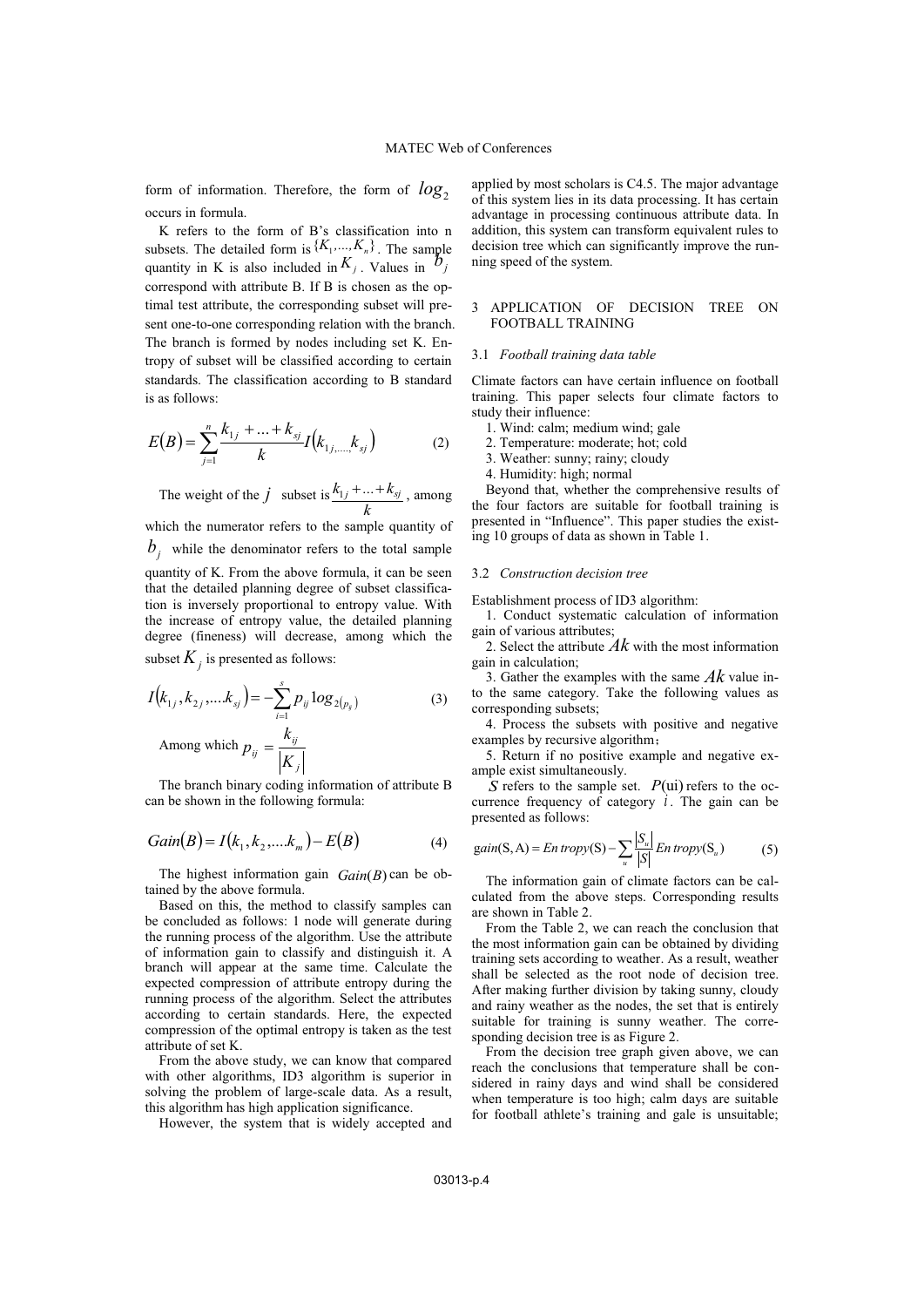form of information. Therefore, the form of $log_2$ occurs in formula.

K refers to the form of B's classification into n subsets. The detailed form is $\{K_1,...,K_n\}$. The sample quantity in K is also included in $K_j$. Values in $b_j$ correspond with attribute B. If B is chosen as the optimal test attribute, the corresponding subset will present one-to-one corresponding relation with the branch. The branch is formed by nodes including set K. Entropy of subset will be classified according to certain standards. The classification according to B standard is as follows:

$$E(B) = \sum_{j=1}^{n} \frac{k_{1j} + ... + k_{sj}}{k} I(k_{1j,...,}k_{sj}) \tag{2}$$

The weight of the $j$ subset is $\frac{k_{1j} + ... + k_{sj}}{k}$, among which the numerator refers to the sample quantity of $b_j$ while the denominator refers to the total sample quantity of K. From the above formula, it can be seen that the detailed planning degree of subset classification is inversely proportional to entropy value. With the increase of entropy value, the detailed planning degree (fineness) will decrease, among which the subset $K_j$ is presented as follows:

$$I(k_{1j}, k_{2j}, ....k_{sj}) = -\sum_{i=1}^{s} p_{ij} \log_{2(p_{ij})} \tag{3}$$

Among which $p_{ij} = \frac{k_{ij}}{|K_j|}$

The branch binary coding information of attribute B can be shown in the following formula:

$$Gain(B) = I(k_1, k_2, ....k_m) - E(B) \tag{4}$$

The highest information gain $Gain(B)$ can be obtained by the above formula.

Based on this, the method to classify samples can be concluded as follows: 1 node will generate during the running process of the algorithm. Use the attribute of information gain to classify and distinguish it. A branch will appear at the same time. Calculate the expected compression of attribute entropy during the running process of the algorithm. Select the attributes according to certain standards. Here, the expected compression of the optimal entropy is taken as the test attribute of set K.

From the above study, we can know that compared with other algorithms, ID3 algorithm is superior in solving the problem of large-scale data. As a result, this algorithm has high application significance.

However, the system that is widely accepted and applied by most scholars is C4.5. The major advantage of this system lies in its data processing. It has certain advantage in processing continuous attribute data. In addition, this system can transform equivalent rules to decision tree which can significantly improve the running speed of the system.

## 3 APPLICATION OF DECISION TREE ON FOOTBALL TRAINING

### 3.1 *Football training data table*

Climate factors can have certain influence on football training. This paper selects four climate factors to study their influence:

1. Wind: calm; medium wind; gale
2. Temperature: moderate; hot; cold
3. Weather: sunny; rainy; cloudy
4. Humidity: high; normal

Beyond that, whether the comprehensive results of the four factors are suitable for football training is presented in "Influence". This paper studies the existing 10 groups of data as shown in Table 1.

### 3.2 *Construction decision tree*

Establishment process of ID3 algorithm:

1. Conduct systematic calculation of information gain of various attributes;
2. Select the attribute $Ak$ with the most information gain in calculation;
3. Gather the examples with the same $Ak$ value into the same category. Take the following values as corresponding subsets;
4. Process the subsets with positive and negative examples by recursive algorithm;
5. Return if no positive example and negative example exist simultaneously.

$S$ refers to the sample set. $P(\text{ui})$ refers to the occurrence frequency of category $i$. The gain can be presented as follows:

$$gain(\text{S}, \text{A}) = Entropy(\text{S}) - \sum_{u} \frac{|S_u|}{|S|} Entropy(\text{S}_u) \tag{5}$$

The information gain of climate factors can be calculated from the above steps. Corresponding results are shown in Table 2.

From the Table 2, we can reach the conclusion that the most information gain can be obtained by dividing training sets according to weather. As a result, weather shall be selected as the root node of decision tree. After making further division by taking sunny, cloudy and rainy weather as the nodes, the set that is entirely suitable for training is sunny weather. The corresponding decision tree is as Figure 2.

From the decision tree graph given above, we can reach the conclusions that temperature shall be considered in rainy days and wind shall be considered when temperature is too high; calm days are suitable for football athlete's training and gale is unsuitable;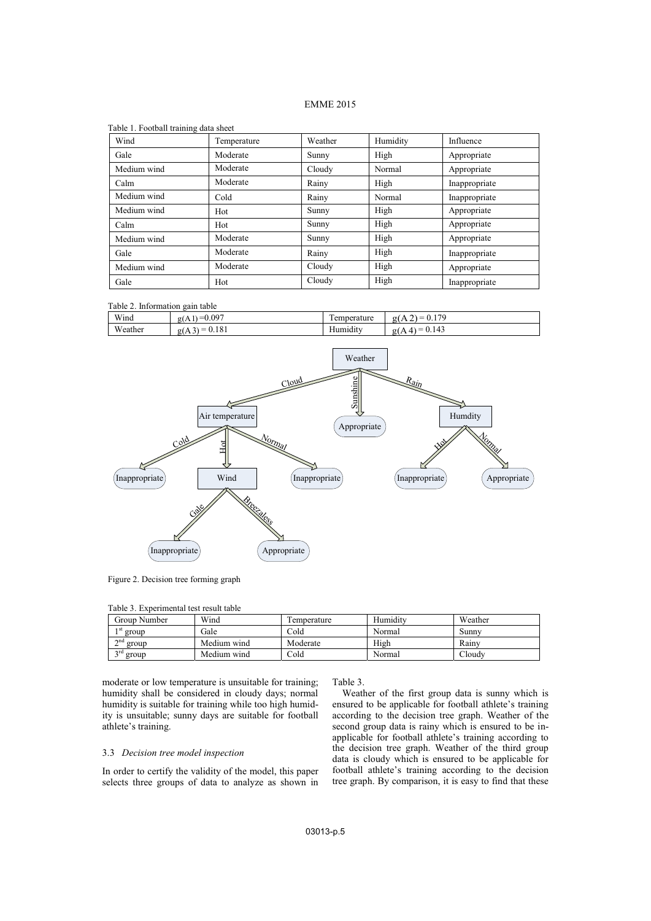Table 1. Football training data sheet

| Wind | Temperature | Weather | Humidity | Influence |
|---|---|---|---|---|
| Gale | Moderate | Sunny | High | Appropriate |
| Medium wind | Moderate | Cloudy | Normal | Appropriate |
| Calm | Moderate | Rainy | High | Inappropriate |
| Medium wind | Cold | Rainy | Normal | Inappropriate |
| Medium wind | Hot | Sunny | High | Appropriate |
| Calm | Hot | Sunny | High | Appropriate |
| Medium wind | Moderate | Sunny | High | Appropriate |
| Gale | Moderate | Rainy | High | Inappropriate |
| Medium wind | Moderate | Cloudy | High | Appropriate |
| Gale | Hot | Cloudy | High | Inappropriate |

Table 2. Information gain table

| Wind | $g(A1) = 0.097$ | Temperature | $g(A2) = 0.179$ |
|---|---|---|---|
| Weather | $g(A3) = 0.181$ | Humidity | $g(A4) = 0.143$ |

Figure 2. Decision tree forming graph

Table 3. Experimental test result table

| Group Number | Wind | Temperature | Humidity | Weather |
|---|---|---|---|---|
| 1st group | Gale | Cold | Normal | Sunny |
| 2nd group | Medium wind | Moderate | High | Rainy |
| 3rd group | Medium wind | Cold | Normal | Cloudy |

moderate or low temperature is unsuitable for training; humidity shall be considered in cloudy days; normal humidity is suitable for training while too high humidity is unsuitable; sunny days are suitable for football athlete's training.

### 3.3 *Decision tree model inspection*

In order to certify the validity of the model, this paper selects three groups of data to analyze as shown in Table 3.

Weather of the first group data is sunny which is ensured to be applicable for football athlete's training according to the decision tree graph. Weather of the second group data is rainy which is ensured to be inapplicable for football athlete's training according to the decision tree graph. Weather of the third group data is cloudy which is ensured to be applicable for football athlete's training according to the decision tree graph. By comparison, it is easy to find that these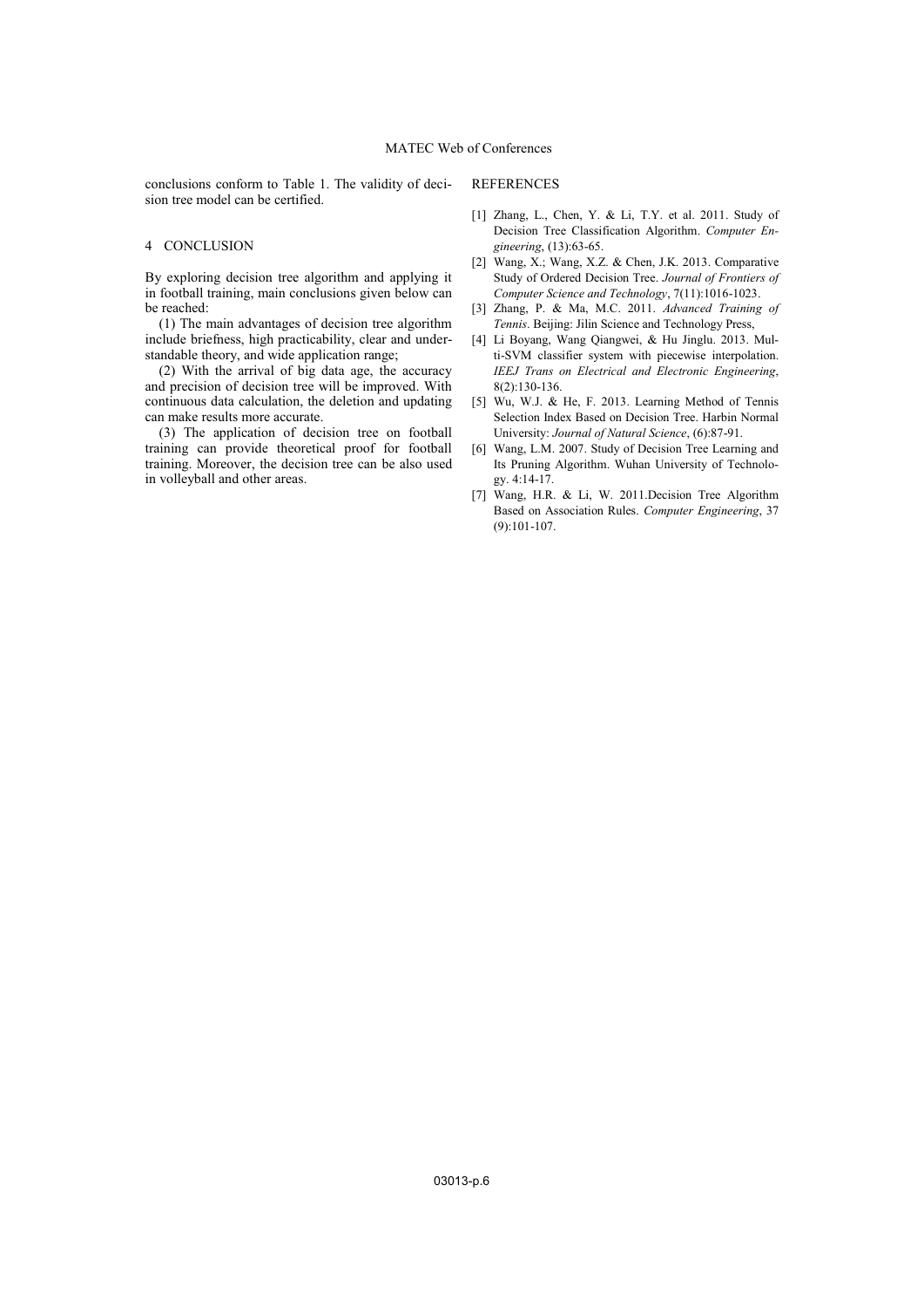conclusions conform to Table 1. The validity of decision tree model can be certified.

## 4 CONCLUSION

By exploring decision tree algorithm and applying it in football training, main conclusions given below can be reached:

(1) The main advantages of decision tree algorithm include briefness, high practicability, clear and understandable theory, and wide application range;

(2) With the arrival of big data age, the accuracy and precision of decision tree will be improved. With continuous data calculation, the deletion and updating can make results more accurate.

(3) The application of decision tree on football training can provide theoretical proof for football training. Moreover, the decision tree can be also used in volleyball and other areas.

## REFERENCES

[1] Zhang, L., Chen, Y. & Li, T.Y. et al. 2011. Study of Decision Tree Classification Algorithm. *Computer Engineering*, (13):63-65.

[2] Wang, X.; Wang, X.Z. & Chen, J.K. 2013. Comparative Study of Ordered Decision Tree. *Journal of Frontiers of Computer Science and Technology*, 7(11):1016-1023.

[3] Zhang, P. & Ma, M.C. 2011. *Advanced Training of Tennis*. Beijing: Jilin Science and Technology Press,

[4] Li Boyang, Wang Qiangwei, & Hu Jinglu. 2013. Multi-SVM classifier system with piecewise interpolation. *IEEJ Trans on Electrical and Electronic Engineering*, 8(2):130-136.

[5] Wu, W.J. & He, F. 2013. Learning Method of Tennis Selection Index Based on Decision Tree. Harbin Normal University: *Journal of Natural Science*, (6):87-91.

[6] Wang, L.M. 2007. Study of Decision Tree Learning and Its Pruning Algorithm. Wuhan University of Technology. 4:14-17.

[7] Wang, H.R. & Li, W. 2011.Decision Tree Algorithm Based on Association Rules. *Computer Engineering*, 37 (9):101-107.